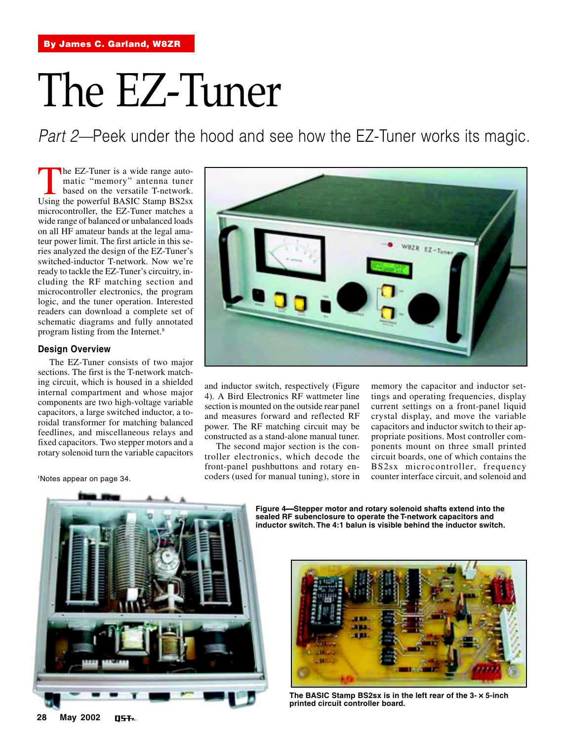By James C. Garland, W8ZR

# The EZ-Tuner

*Part 2*—Peek under the hood and see how the EZ-Tuner works its magic.

The EZ-Tuner is a wide range automatic "memory" antenna tuner based on the versatile T-network. Using the powerful BASIC Stamp BS2sx microcontroller, the EZ-Tuner matches a wide range of balanced or unbalanced loads on all HF amateur bands at the legal amateur power limit. The first article in this series analyzed the design of the EZ-Tuner's switched-inductor T-network. Now we're ready to tackle the EZ-Tuner's circuitry, including the RF matching section and microcontroller electronics, the program logic, and the tuner operation. Interested readers can download a complete set of schematic diagrams and fully annotated program listing from the Internet.[8]

### Design Overview

The EZ-Tuner consists of two major sections. The first is the T-network matching circuit, which is housed in a shielded internal compartment and whose major components are two high-voltage variable capacitors, a large switched inductor, a toroidal transformer for matching balanced feedlines, and miscellaneous relays and fixed capacitors. Two stepper motors and a rotary solenoid turn the variable capacitors and inductor switch, respectively (Figure 4). A Bird Electronics RF wattmeter line section is mounted on the outside rear panel and measures forward and reflected RF power. The RF matching circuit may be constructed as a stand-alone manual tuner.

The second major section is the controller electronics, which decode the front-panel pushbuttons and rotary encoders (used for manual tuning), store in memory the capacitor and inductor settings and operating frequencies, display current settings on a front-panel liquid crystal display, and move the variable capacitors and inductor switch to their appropriate positions. Most controller components mount on three small printed circuit boards, one of which contains the BS2sx microcontroller, frequency counter interface circuit, and solenoid and

[1]Notes appear on page 34.

**Figure 4—Stepper motor and rotary solenoid shafts extend into the sealed RF subenclosure to operate the T-network capacitors and inductor switch. The 4:1 balun is visible behind the inductor switch.**

**The BASIC Stamp BS2sx is in the left rear of the 3- × 5-inch printed circuit controller board.**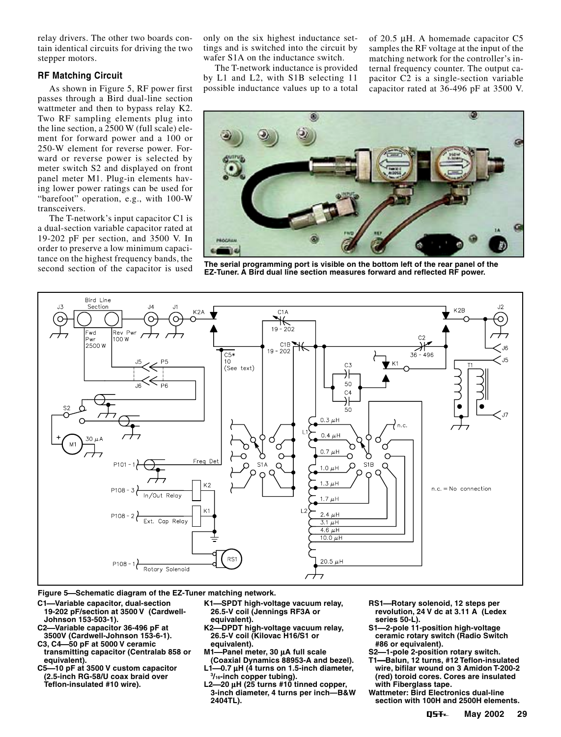relay drivers. The other two boards contain identical circuits for driving the two stepper motors.

### RF Matching Circuit

As shown in Figure 5, RF power first passes through a Bird dual-line section wattmeter and then to bypass relay K2. Two RF sampling elements plug into the line section, a 2500 W (full scale) element for forward power and a 100 or 250-W element for reverse power. Forward or reverse power is selected by meter switch S2 and displayed on front panel meter M1. Plug-in elements having lower power ratings can be used for "barefoot" operation, e.g., with 100-W transceivers.

The T-network's input capacitor C1 is a dual-section variable capacitor rated at 19-202 pF per section, and 3500 V. In order to preserve a low minimum capacitance on the highest frequency bands, the second section of the capacitor is used only on the six highest inductance settings and is switched into the circuit by wafer S1A on the inductance switch.

The T-network inductance is provided by L1 and L2, with S1B selecting 11 possible inductance values up to a total of 20.5 µH. A homemade capacitor C5 samples the RF voltage at the input of the matching network for the controller's internal frequency counter. The output capacitor C2 is a single-section variable capacitor rated at 36-496 pF at 3500 V.

**The serial programming port is visible on the bottom left of the rear panel of the EZ-Tuner. A Bird dual line section measures forward and reflected RF power.**

**Figure 5—Schematic diagram of the EZ-Tuner matching network.**

**C1—Variable capacitor, dual-section 19-202 pF/section at 3500 V (Cardwell-Johnson 153-503-1).**
**C2—Variable capacitor 36-496 pF at 3500V (Cardwell-Johnson 153-6-1).**
**C3, C4—50 pF at 5000 V ceramic transmitting capacitor (Centralab 858 or equivalent).**
**C5—10 pF at 3500 V custom capacitor (2.5-inch RG-58/U coax braid over Teflon-insulated #10 wire).**
**K1—SPDT high-voltage vacuum relay, 26.5-V coil (Jennings RF3A or equivalent).**
**K2—DPDT high-voltage vacuum relay, 26.5-V coil (Kilovac H16/S1 or equivalent).**
**M1—Panel meter, 30 µA full scale (Coaxial Dynamics 88953-A and bezel).**
**L1—0.7 µH (4 turns on 1.5-inch diameter, 3/16-inch copper tubing).**
**L2—20 µH (25 turns #10 tinned copper, 3-inch diameter, 4 turns per inch—B&W 2404TL).**
**RS1—Rotary solenoid, 12 steps per revolution, 24 V dc at 3.11 A (Ledex series 50-L).**
**S1—2-pole 11-position high-voltage ceramic rotary switch (Radio Switch #86 or equivalent).**
**S2—1-pole 2-position rotary switch.**
**T1—Balun, 12 turns, #12 Teflon-insulated wire, bifilar wound on 3 Amidon T-200-2 (red) toroid cores. Cores are insulated with Fiberglass tape.**
**Wattmeter: Bird Electronics dual-line section with 100H and 2500H elements.**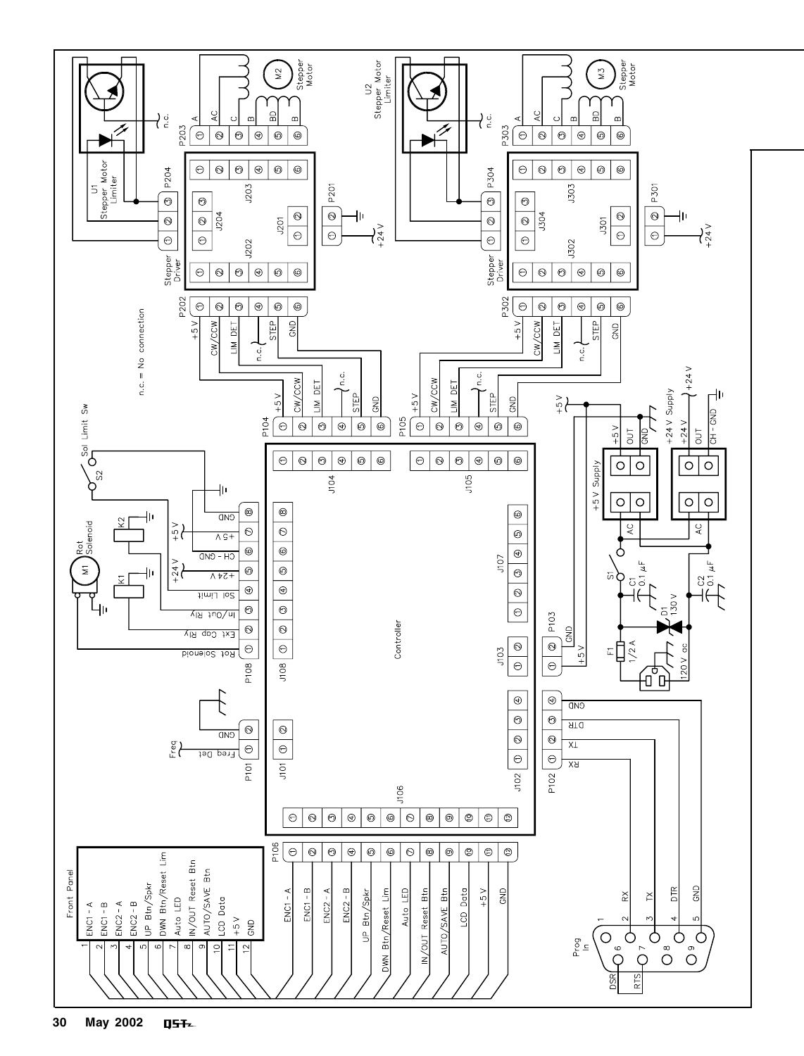n.c. = No connection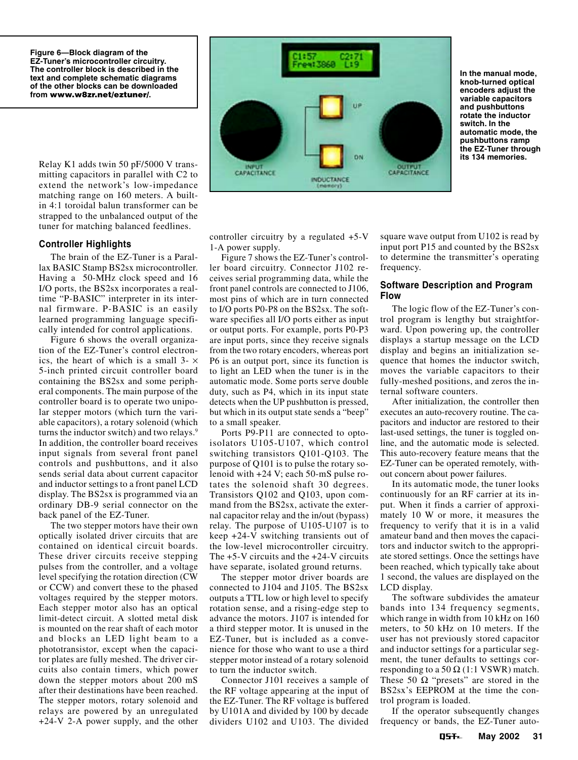Figure 6—Block diagram of the EZ-Tuner's microcontroller circuitry. The controller block is described in the text and complete schematic diagrams of the other blocks can be downloaded from **www.w8zr.net/eztuner/**.

In the manual mode, knob-turned optical encoders adjust the variable capacitors and pushbuttons rotate the inductor switch. In the automatic mode, the pushbuttons ramp the EZ-Tuner through its 134 memories.

Relay K1 adds twin 50 pF/5000 V transmitting capacitors in parallel with C2 to extend the network's low-impedance matching range on 160 meters. A built-in 4:1 toroidal balun transformer can be strapped to the unbalanced output of the tuner for matching balanced feedlines.

### Controller Highlights

The brain of the EZ-Tuner is a Parallax BASIC Stamp BS2sx microcontroller. Having a 50-MHz clock speed and 16 I/O ports, the BS2sx incorporates a real-time "P-BASIC" interpreter in its internal firmware. P-BASIC is an easily learned programming language specifically intended for control applications.

Figure 6 shows the overall organization of the EZ-Tuner's control electronics, the heart of which is a small 3- × 5-inch printed circuit controller board containing the BS2sx and some peripheral components. The main purpose of the controller board is to operate two unipolar stepper motors (which turn the variable capacitors), a rotary solenoid (which turns the inductor switch) and two relays.[9] In addition, the controller board receives input signals from several front panel controls and pushbuttons, and it also sends serial data about current capacitor and inductor settings to a front panel LCD display. The BS2sx is programmed via an ordinary DB-9 serial connector on the back panel of the EZ-Tuner.

The two stepper motors have their own optically isolated driver circuits that are contained on identical circuit boards. These driver circuits receive stepping pulses from the controller, and a voltage level specifying the rotation direction (CW or CCW) and convert these to the phased voltages required by the stepper motors. Each stepper motor also has an optical limit-detect circuit. A slotted metal disk is mounted on the rear shaft of each motor and blocks an LED light beam to a phototransistor, except when the capacitor plates are fully meshed. The driver circuits also contain timers, which power down the stepper motors about 200 mS after their destinations have been reached. The stepper motors, rotary solenoid and relays are powered by an unregulated +24-V 2-A power supply, and the other controller circuitry by a regulated +5-V 1-A power supply.

Figure 7 shows the EZ-Tuner's controller board circuitry. Connector J102 receives serial programming data, while the front panel controls are connected to J106, most pins of which are in turn connected to I/O ports P0-P8 on the BS2sx. The software specifies all I/O ports either as input or output ports. For example, ports P0-P3 are input ports, since they receive signals from the two rotary encoders, whereas port P6 is an output port, since its function is to light an LED when the tuner is in the automatic mode. Some ports serve double duty, such as P4, which in its input state detects when the UP pushbutton is pressed, but which in its output state sends a "beep" to a small speaker.

Ports P9-P11 are connected to opto-isolators U105-U107, which control switching transistors Q101-Q103. The purpose of Q101 is to pulse the rotary solenoid with +24 V; each 50-mS pulse rotates the solenoid shaft 30 degrees. Transistors Q102 and Q103, upon command from the BS2sx, activate the external capacitor relay and the in/out (bypass) relay. The purpose of U105-U107 is to keep +24-V switching transients out of the low-level microcontroller circuitry. The +5-V circuits and the +24-V circuits have separate, isolated ground returns.

The stepper motor driver boards are connected to J104 and J105. The BS2sx outputs a TTL low or high level to specify rotation sense, and a rising-edge step to advance the motors. J107 is intended for a third stepper motor. It is unused in the EZ-Tuner, but is included as a convenience for those who want to use a third stepper motor instead of a rotary solenoid to turn the inductor switch.

Connector J101 receives a sample of the RF voltage appearing at the input of the EZ-Tuner. The RF voltage is buffered by U101A and divided by 100 by decade dividers U102 and U103. The divided square wave output from U102 is read by input port P15 and counted by the BS2sx to determine the transmitter's operating frequency.

### Software Description and Program Flow

The logic flow of the EZ-Tuner's control program is lengthy but straightforward. Upon powering up, the controller displays a startup message on the LCD display and begins an initialization sequence that homes the inductor switch, moves the variable capacitors to their fully-meshed positions, and zeros the internal software counters.

After initialization, the controller then executes an auto-recovery routine. The capacitors and inductor are restored to their last-used settings, the tuner is toggled online, and the automatic mode is selected. This auto-recovery feature means that the EZ-Tuner can be operated remotely, without concern about power failures.

In its automatic mode, the tuner looks continuously for an RF carrier at its input. When it finds a carrier of approximately 10 W or more, it measures the frequency to verify that it is in a valid amateur band and then moves the capacitors and inductor switch to the appropriate stored settings. Once the settings have been reached, which typically take about 1 second, the values are displayed on the LCD display.

The software subdivides the amateur bands into 134 frequency segments, which range in width from 10 kHz on 160 meters, to 50 kHz on 10 meters. If the user has not previously stored capacitor and inductor settings for a particular segment, the tuner defaults to settings corresponding to a 50 Ω (1:1 VSWR) match. These 50 Ω "presets" are stored in the BS2sx's EEPROM at the time the control program is loaded.

If the operator subsequently changes frequency or bands, the EZ-Tuner auto-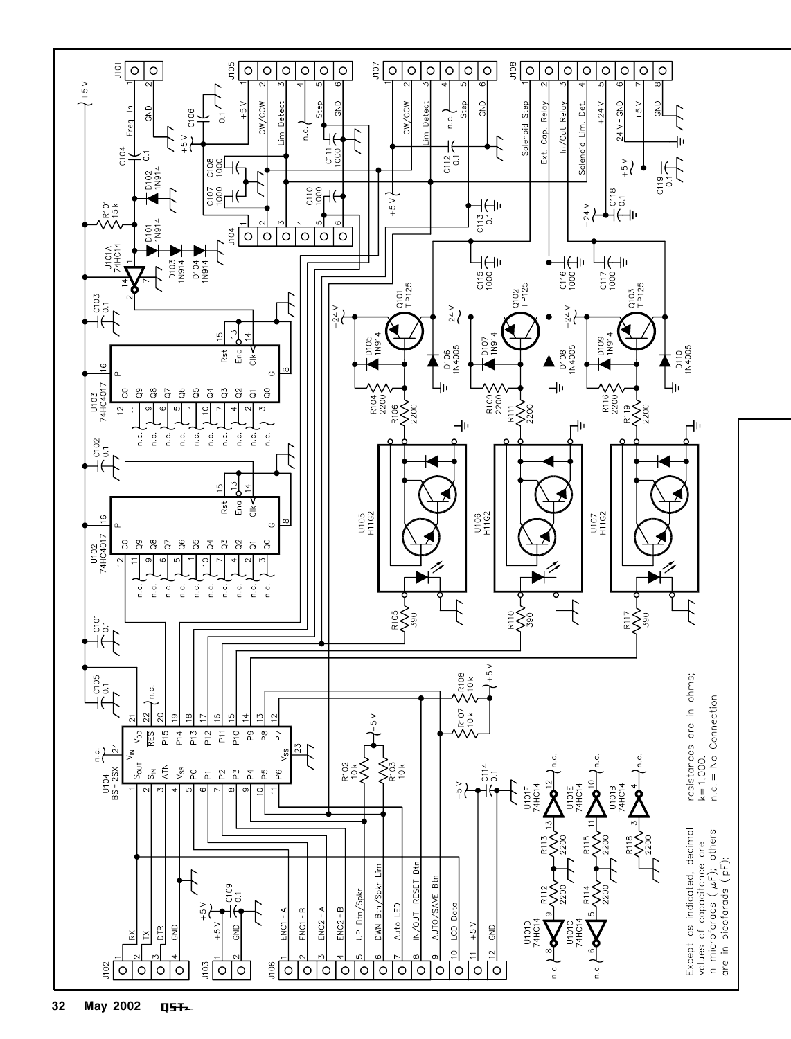Except as indicated, decimal values of capacitance are in microfarads ($\mu$F); others are in picofarads (pF); resistances are in ohms; k = 1,000. n.c. = No Connection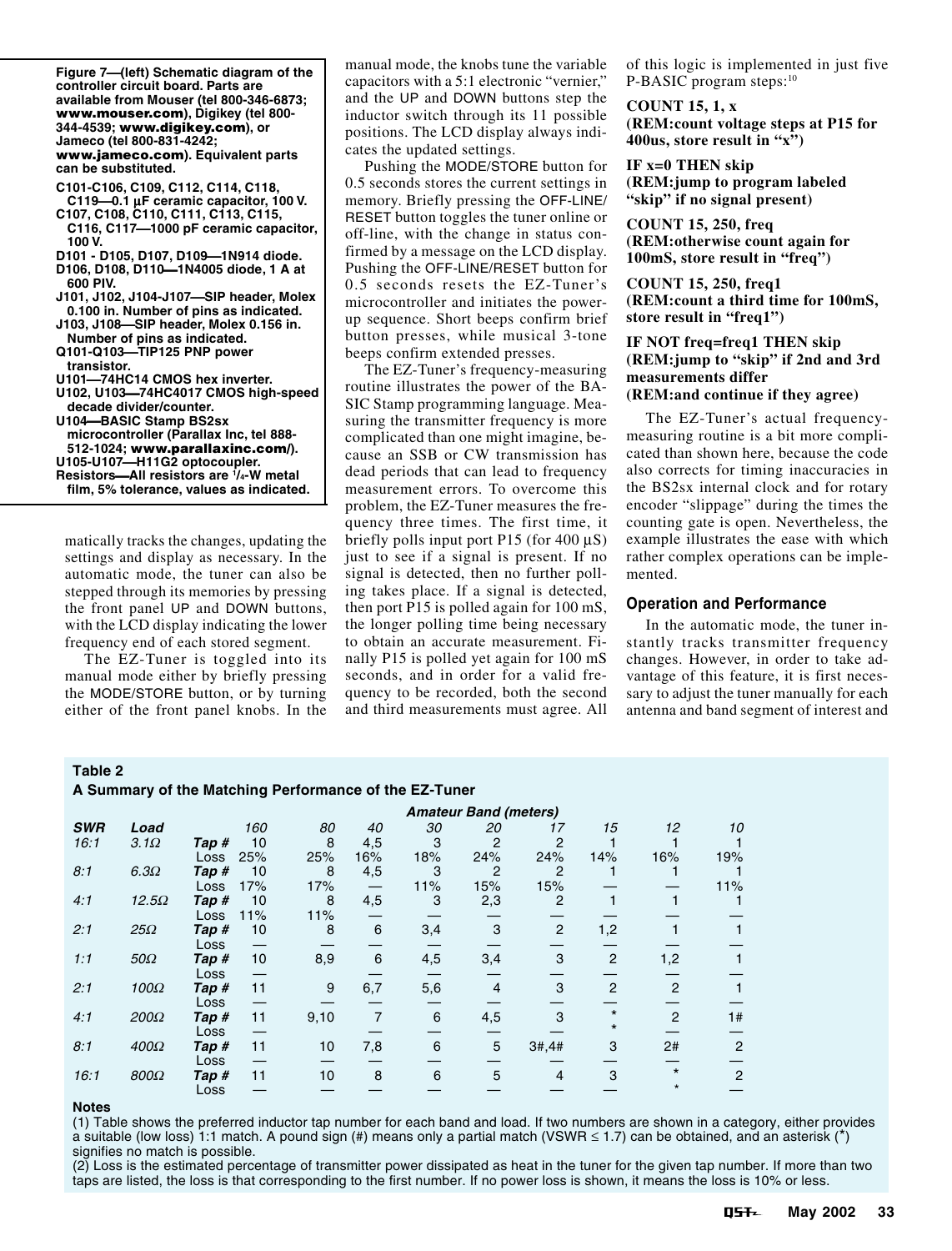**Figure 7—(left) Schematic diagram of the controller circuit board. Parts are available from Mouser (tel 800-346-6873; www.mouser.com), Digikey (tel 800-344-4539; www.digikey.com), or Jameco (tel 800-831-4242; www.jameco.com). Equivalent parts can be substituted.**

**C101-C106, C109, C112, C114, C118, C119—0.1 µF ceramic capacitor, 100 V.**
**C107, C108, C110, C111, C113, C115, C116, C117—1000 pF ceramic capacitor, 100 V.**
**D101 - D105, D107, D109—1N914 diode.**
**D106, D108, D110—1N4005 diode, 1 A at 600 PIV.**
**J101, J102, J104-J107—SIP header, Molex 0.100 in. Number of pins as indicated.**
**J103, J108—SIP header, Molex 0.156 in. Number of pins as indicated.**
**Q101-Q103—TIP125 PNP power transistor.**
**U101—74HC14 CMOS hex inverter.**
**U102, U103—74HC4017 CMOS high-speed decade divider/counter.**
**U104—BASIC Stamp BS2sx microcontroller (Parallax Inc, tel 888-512-1024; www.parallaxinc.com/).**
**U105-U107—H11G2 optocoupler.**
**Resistors—All resistors are 1/4-W metal film, 5% tolerance, values as indicated.**

matically tracks the changes, updating the settings and display as necessary. In the automatic mode, the tuner can also be stepped through its memories by pressing the front panel UP and DOWN buttons, with the LCD display indicating the lower frequency end of each stored segment.

The EZ-Tuner is toggled into its manual mode either by briefly pressing the MODE/STORE button, or by turning either of the front panel knobs. In the manual mode, the knobs tune the variable capacitors with a 5:1 electronic "vernier," and the UP and DOWN buttons step the inductor switch through its 11 possible positions. The LCD display always indicates the updated settings.

Pushing the MODE/STORE button for 0.5 seconds stores the current settings in memory. Briefly pressing the OFF-LINE/RESET button toggles the tuner online or off-line, with the change in status confirmed by a message on the LCD display. Pushing the OFF-LINE/RESET button for 0.5 seconds resets the EZ-Tuner's microcontroller and initiates the power-up sequence. Short beeps confirm brief button presses, while musical 3-tone beeps confirm extended presses.

The EZ-Tuner's frequency-measuring routine illustrates the power of the BASIC Stamp programming language. Measuring the transmitter frequency is more complicated than one might imagine, because an SSB or CW transmission has dead periods that can lead to frequency measurement errors. To overcome this problem, the EZ-Tuner measures the frequency three times. The first time, it briefly polls input port P15 (for 400 µS) just to see if a signal is present. If no signal is detected, then no further polling takes place. If a signal is detected, then port P15 is polled again for 100 mS, the longer polling time being necessary to obtain an accurate measurement. Finally P15 is polled yet again for 100 mS seconds, and in order for a valid frequency to be recorded, both the second and third measurements must agree. All of this logic is implemented in just five P-BASIC program steps:[10]

**COUNT 15, 1, x**
**(REM:count voltage steps at P15 for 400us, store result in "x")**

**IF x=0 THEN skip**
**(REM:jump to program labeled "skip" if no signal present)**

**COUNT 15, 250, freq**
**(REM:otherwise count again for 100mS, store result in "freq")**

**COUNT 15, 250, freq1**
**(REM:count a third time for 100mS, store result in "freq1")**

**IF NOT freq=freq1 THEN skip**
**(REM:jump to "skip" if 2nd and 3rd measurements differ**
**(REM:and continue if they agree)**

The EZ-Tuner's actual frequency-measuring routine is a bit more complicated than shown here, because the code also corrects for timing inaccuracies in the BS2sx internal clock and for rotary encoder "slippage" during the times the counting gate is open. Nevertheless, the example illustrates the ease with which rather complex operations can be implemented.

### Operation and Performance

In the automatic mode, the tuner instantly tracks transmitter frequency changes. However, in order to take advantage of this feature, it is first necessary to adjust the tuner manually for each antenna and band segment of interest and

**Table 2**
**A Summary of the Matching Performance of the EZ-Tuner**

| | | | Amateur Band (meters) | | | | | | | | |
|---|---|---|---|---|---|---|---|---|---|---|---|
| *SWR* | *Load* | | *160* | *80* | *40* | *30* | *20* | *17* | *15* | *12* | *10* |
| *16:1* | *3.1Ω* | *Tap #* | 10 | 8 | 4,5 | 3 | 2 | 2 | 1 | 1 | 1 |
| | | Loss | 25% | 25% | 16% | 18% | 24% | 24% | 14% | 16% | 19% |
| *8:1* | *6.3Ω* | *Tap #* | 10 | 8 | 4,5 | 3 | 2 | 2 | 1 | 1 | 1 |
| | | Loss | 17% | 17% | — | 11% | 15% | 15% | — | — | 11% |
| *4:1* | *12.5Ω* | *Tap #* | 10 | 8 | 4,5 | 3 | 2,3 | 2 | 1 | 1 | 1 |
| | | Loss | 11% | 11% | — | — | — | — | — | — | — |
| *2:1* | *25Ω* | *Tap #* | 10 | 8 | 6 | 3,4 | 3 | 2 | 1,2 | 1 | 1 |
| | | Loss | — | — | — | — | — | — | — | — | — |
| *1:1* | *50Ω* | *Tap #* | 10 | 8,9 | 6 | 4,5 | 3,4 | 3 | 2 | 1,2 | 1 |
| | | Loss | — | — | — | — | — | — | — | — | — |
| *2:1* | *100Ω* | *Tap #* | 11 | 9 | 6,7 | 5,6 | 4 | 3 | 2 | 2 | 1 |
| | | Loss | — | — | — | — | — | — | — | — | — |
| *4:1* | *200Ω* | *Tap #* | 11 | 9,10 | 7 | 6 | 4,5 | 3 | * | 2 | 1# |
| | | Loss | — | — | — | — | — | — | * | — | — |
| *8:1* | *400Ω* | *Tap #* | 11 | 10 | 7,8 | 6 | 5 | 3#,4# | 3 | 2# | 2 |
| | | Loss | — | — | — | — | — | — | — | — | — |
| *16:1* | *800Ω* | *Tap #* | 11 | 10 | 8 | 6 | 5 | 4 | 3 | * | 2 |
| | | Loss | — | — | — | — | — | — | — | * | — |

**Notes**

(1) Table shows the preferred inductor tap number for each band and load. If two numbers are shown in a category, either provides a suitable (low loss) 1:1 match. A pound sign (#) means only a partial match (VSWR ≤ 1.7) can be obtained, and an asterisk (*) signifies no match is possible.

(2) Loss is the estimated percentage of transmitter power dissipated as heat in the tuner for the given tap number. If more than two taps are listed, the loss is that corresponding to the first number. If no power loss is shown, it means the loss is 10% or less.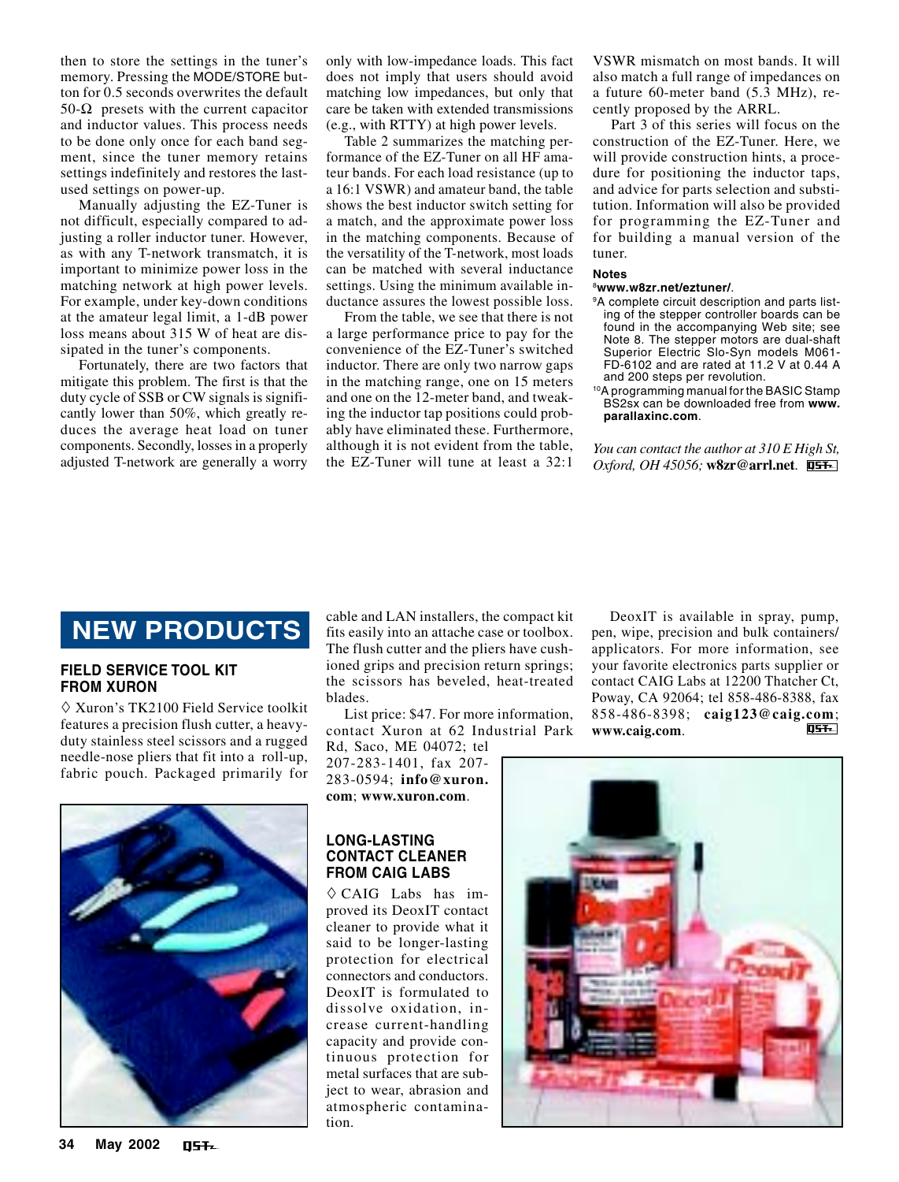then to store the settings in the tuner's memory. Pressing the MODE/STORE button for 0.5 seconds overwrites the default 50-Ω presets with the current capacitor and inductor values. This process needs to be done only once for each band segment, since the tuner memory retains settings indefinitely and restores the last-used settings on power-up.

Manually adjusting the EZ-Tuner is not difficult, especially compared to adjusting a roller inductor tuner. However, as with any T-network transmatch, it is important to minimize power loss in the matching network at high power levels. For example, under key-down conditions at the amateur legal limit, a 1-dB power loss means about 315 W of heat are dissipated in the tuner's components.

Fortunately, there are two factors that mitigate this problem. The first is that the duty cycle of SSB or CW signals is significantly lower than 50%, which greatly reduces the average heat load on tuner components. Secondly, losses in a properly adjusted T-network are generally a worry only with low-impedance loads. This fact does not imply that users should avoid matching low impedances, but only that care be taken with extended transmissions (e.g., with RTTY) at high power levels.

Table 2 summarizes the matching performance of the EZ-Tuner on all HF amateur bands. For each load resistance (up to a 16:1 VSWR) and amateur band, the table shows the best inductor switch setting for a match, and the approximate power loss in the matching components. Because of the versatility of the T-network, most loads can be matched with several inductance settings. Using the minimum available inductance assures the lowest possible loss.

From the table, we see that there is not a large performance price to pay for the convenience of the EZ-Tuner's switched inductor. There are only two narrow gaps in the matching range, one on 15 meters and one on the 12-meter band, and tweaking the inductor tap positions could probably have eliminated these. Furthermore, although it is not evident from the table, the EZ-Tuner will tune at least a 32:1 VSWR mismatch on most bands. It will also match a full range of impedances on a future 60-meter band (5.3 MHz), recently proposed by the ARRL.

Part 3 of this series will focus on the construction of the EZ-Tuner. Here, we will provide construction hints, a procedure for positioning the inductor taps, and advice for parts selection and substitution. Information will also be provided for programming the EZ-Tuner and for building a manual version of the tuner.

**Notes**

[8]**www.w8zr.net/eztuner/**.

[9]A complete circuit description and parts listing of the stepper controller boards can be found in the accompanying Web site; see Note 8. The stepper motors are dual-shaft Superior Electric Slo-Syn models M061-FD-6102 and are rated at 11.2 V at 0.44 A and 200 steps per revolution.

[10]A programming manual for the BASIC Stamp BS2sx can be downloaded free from **www.parallaxinc.com**.

*You can contact the author at 310 E High St, Oxford, OH 45056;* **w8zr@arrl.net**.

# NEW PRODUCTS

## FIELD SERVICE TOOL KIT FROM XURON

◊ Xuron's TK2100 Field Service toolkit features a precision flush cutter, a heavy-duty stainless steel scissors and a rugged needle-nose pliers that fit into a roll-up, fabric pouch. Packaged primarily for cable and LAN installers, the compact kit fits easily into an attache case or toolbox. The flush cutter and the pliers have cushioned grips and precision return springs; the scissors has beveled, heat-treated blades.

List price: $47. For more information, contact Xuron at 62 Industrial Park Rd, Saco, ME 04072; tel 207-283-1401, fax 207-283-0594; **info@xuron.com**; **www.xuron.com**.

## LONG-LASTING CONTACT CLEANER FROM CAIG LABS

◊ CAIG Labs has improved its DeoxIT contact cleaner to provide what it said to be longer-lasting protection for electrical connectors and conductors. DeoxIT is formulated to dissolve oxidation, increase current-handling capacity and provide continuous protection for metal surfaces that are subject to wear, abrasion and atmospheric contamination.

DeoxIT is available in spray, pump, pen, wipe, precision and bulk containers/applicators. For more information, see your favorite electronics parts supplier or contact CAIG Labs at 12200 Thatcher Ct, Poway, CA 92064; tel 858-486-8388, fax 858-486-8398; **caig123@caig.com**; **www.caig.com**.